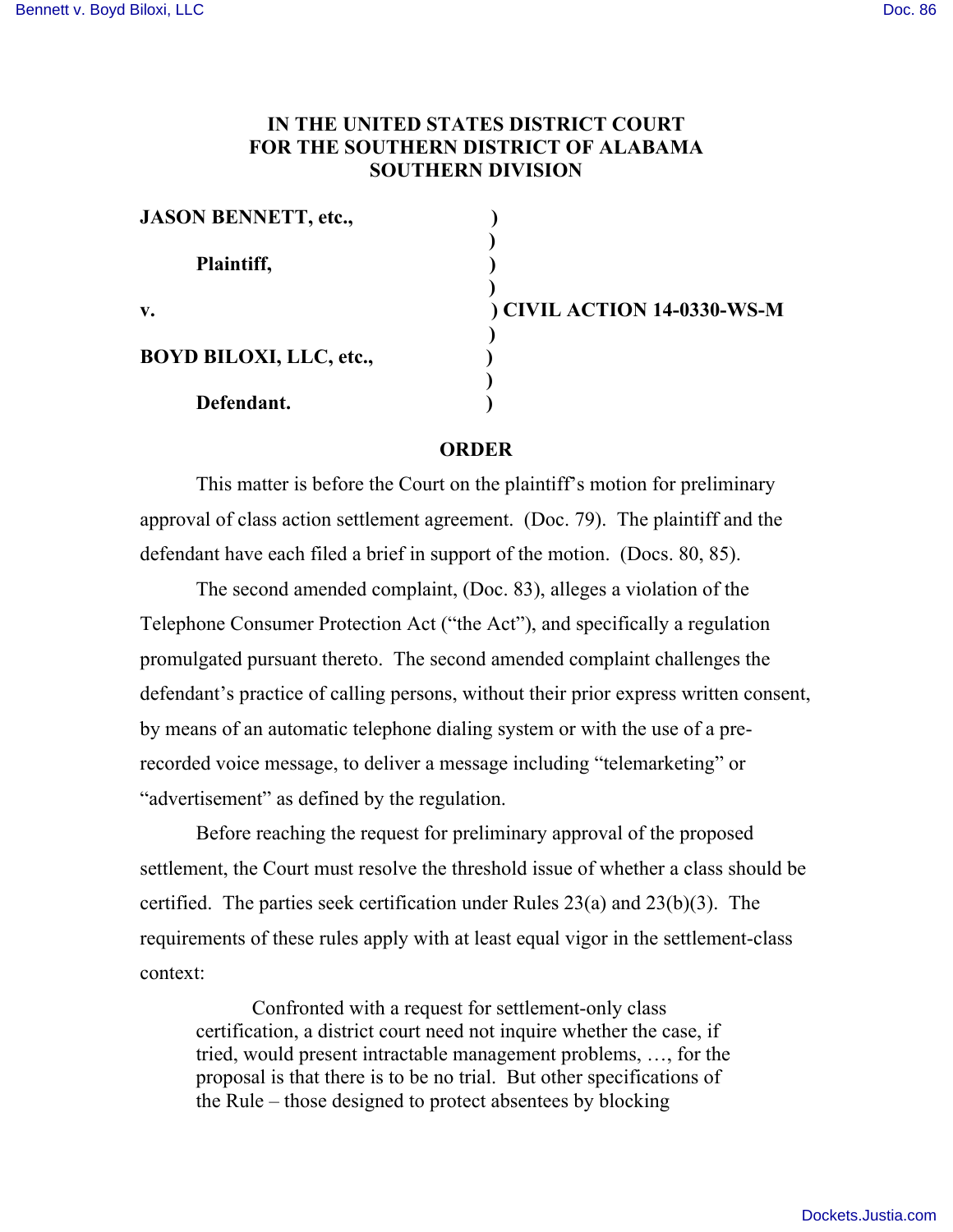# IN THE UNITED STATES DISTRICT COURT FOR THE SOUTHERN DISTRICT OF ALABAMA SOUTHERN DIVISION

**JASON BENNETT, etc.,** )
)
**Plaintiff,** )
)
**v.** ) **CIVIL ACTION 14-0330-WS-M**
)
**BOYD BILOXI, LLC, etc.,** )
)
**Defendant.** )

## ORDER

This matter is before the Court on the plaintiff's motion for preliminary approval of class action settlement agreement. (Doc. 79). The plaintiff and the defendant have each filed a brief in support of the motion. (Docs. 80, 85).

The second amended complaint, (Doc. 83), alleges a violation of the Telephone Consumer Protection Act ("the Act"), and specifically a regulation promulgated pursuant thereto. The second amended complaint challenges the defendant's practice of calling persons, without their prior express written consent, by means of an automatic telephone dialing system or with the use of a pre-recorded voice message, to deliver a message including "telemarketing" or "advertisement" as defined by the regulation.

Before reaching the request for preliminary approval of the proposed settlement, the Court must resolve the threshold issue of whether a class should be certified. The parties seek certification under Rules 23(a) and 23(b)(3). The requirements of these rules apply with at least equal vigor in the settlement-class context:

> Confronted with a request for settlement-only class certification, a district court need not inquire whether the case, if tried, would present intractable management problems, …, for the proposal is that there is to be no trial. But other specifications of the Rule – those designed to protect absentees by blocking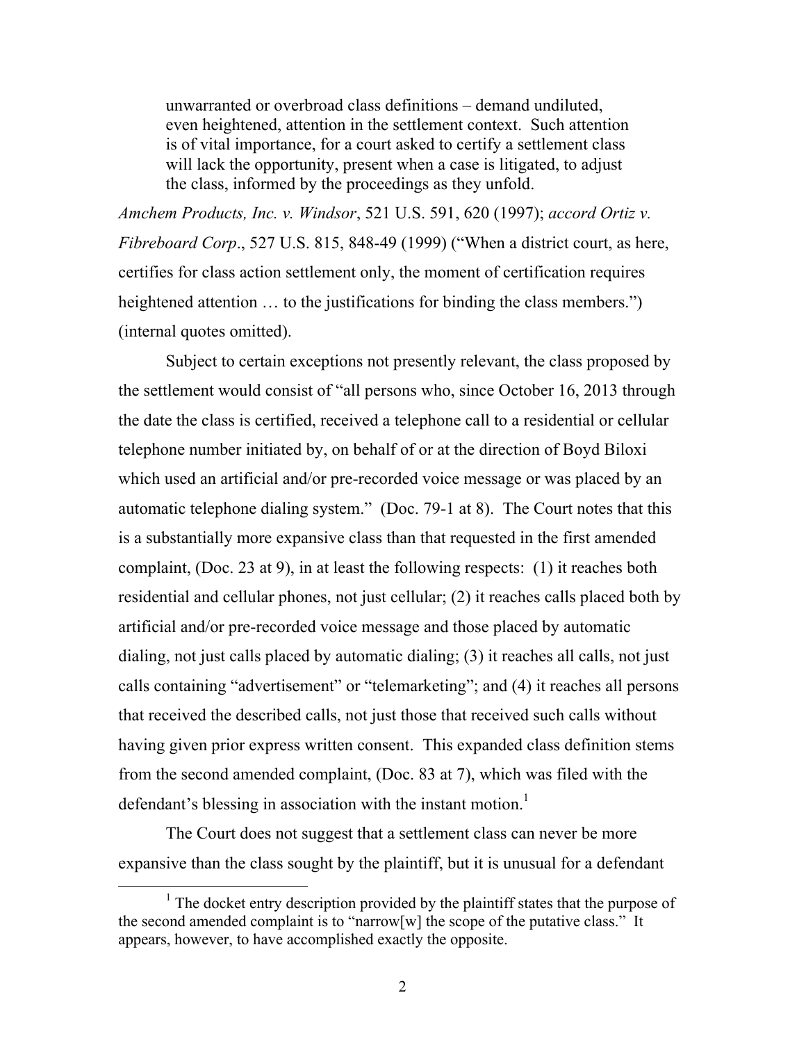> unwarranted or overbroad class definitions – demand undiluted, even heightened, attention in the settlement context. Such attention is of vital importance, for a court asked to certify a settlement class will lack the opportunity, present when a case is litigated, to adjust the class, informed by the proceedings as they unfold.

*Amchem Products, Inc. v. Windsor*, 521 U.S. 591, 620 (1997); *accord Ortiz v. Fibreboard Corp*., 527 U.S. 815, 848-49 (1999) ("When a district court, as here, certifies for class action settlement only, the moment of certification requires heightened attention … to the justifications for binding the class members.") (internal quotes omitted).

Subject to certain exceptions not presently relevant, the class proposed by the settlement would consist of "all persons who, since October 16, 2013 through the date the class is certified, received a telephone call to a residential or cellular telephone number initiated by, on behalf of or at the direction of Boyd Biloxi which used an artificial and/or pre-recorded voice message or was placed by an automatic telephone dialing system." (Doc. 79-1 at 8). The Court notes that this is a substantially more expansive class than that requested in the first amended complaint, (Doc. 23 at 9), in at least the following respects: (1) it reaches both residential and cellular phones, not just cellular; (2) it reaches calls placed both by artificial and/or pre-recorded voice message and those placed by automatic dialing, not just calls placed by automatic dialing; (3) it reaches all calls, not just calls containing "advertisement" or "telemarketing"; and (4) it reaches all persons that received the described calls, not just those that received such calls without having given prior express written consent. This expanded class definition stems from the second amended complaint, (Doc. 83 at 7), which was filed with the defendant's blessing in association with the instant motion.[1]

The Court does not suggest that a settlement class can never be more expansive than the class sought by the plaintiff, but it is unusual for a defendant

---

[1] The docket entry description provided by the plaintiff states that the purpose of the second amended complaint is to "narrow[w] the scope of the putative class." It appears, however, to have accomplished exactly the opposite.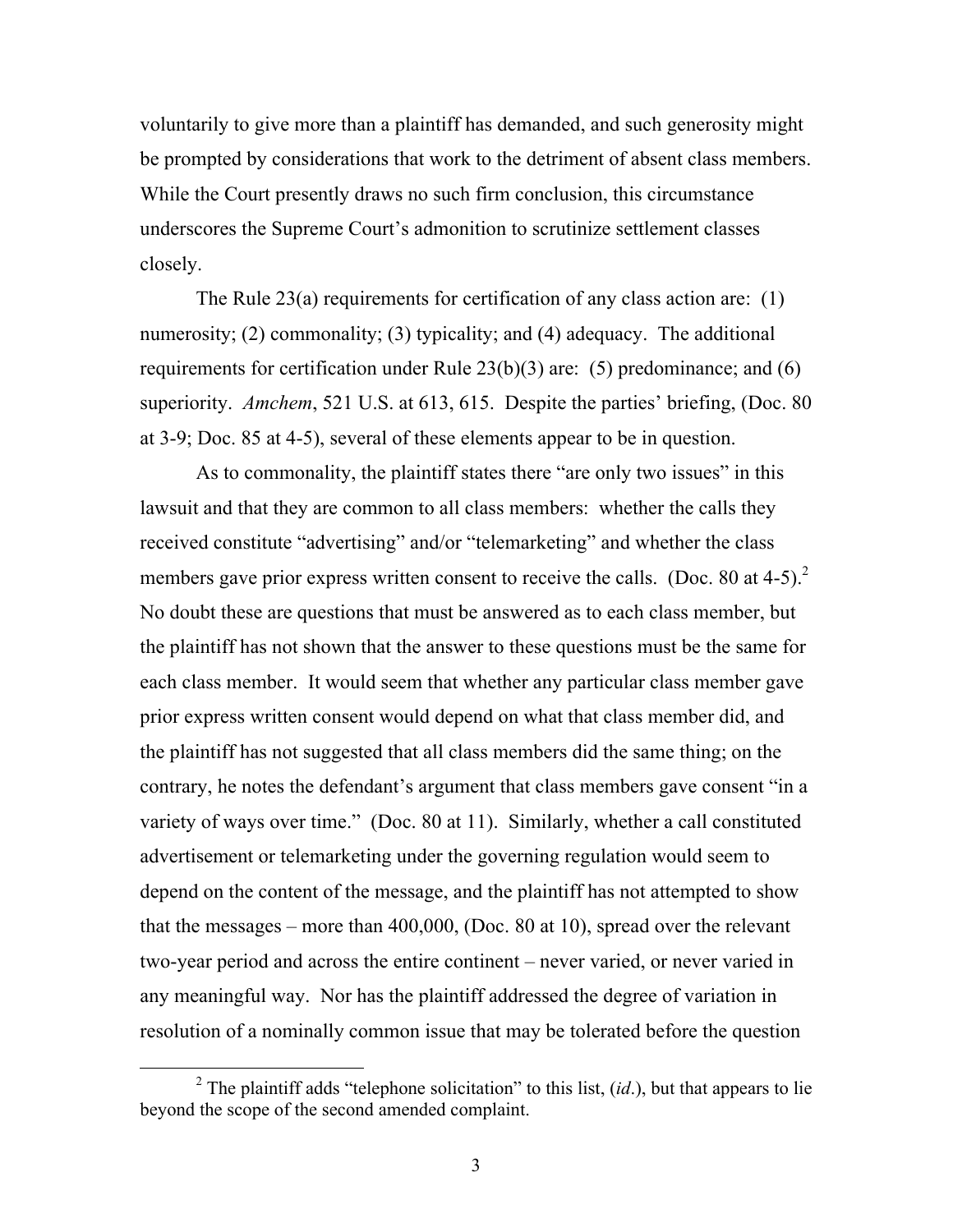voluntarily to give more than a plaintiff has demanded, and such generosity might be prompted by considerations that work to the detriment of absent class members. While the Court presently draws no such firm conclusion, this circumstance underscores the Supreme Court's admonition to scrutinize settlement classes closely.

The Rule 23(a) requirements for certification of any class action are: (1) numerosity; (2) commonality; (3) typicality; and (4) adequacy. The additional requirements for certification under Rule 23(b)(3) are: (5) predominance; and (6) superiority. *Amchem*, 521 U.S. at 613, 615. Despite the parties' briefing, (Doc. 80 at 3-9; Doc. 85 at 4-5), several of these elements appear to be in question.

As to commonality, the plaintiff states there "are only two issues" in this lawsuit and that they are common to all class members: whether the calls they received constitute "advertising" and/or "telemarketing" and whether the class members gave prior express written consent to receive the calls. (Doc. 80 at 4-5).[2] No doubt these are questions that must be answered as to each class member, but the plaintiff has not shown that the answer to these questions must be the same for each class member. It would seem that whether any particular class member gave prior express written consent would depend on what that class member did, and the plaintiff has not suggested that all class members did the same thing; on the contrary, he notes the defendant's argument that class members gave consent "in a variety of ways over time." (Doc. 80 at 11). Similarly, whether a call constituted advertisement or telemarketing under the governing regulation would seem to depend on the content of the message, and the plaintiff has not attempted to show that the messages – more than 400,000, (Doc. 80 at 10), spread over the relevant two-year period and across the entire continent – never varied, or never varied in any meaningful way. Nor has the plaintiff addressed the degree of variation in resolution of a nominally common issue that may be tolerated before the question

[2] The plaintiff adds "telephone solicitation" to this list, (*id*.), but that appears to lie beyond the scope of the second amended complaint.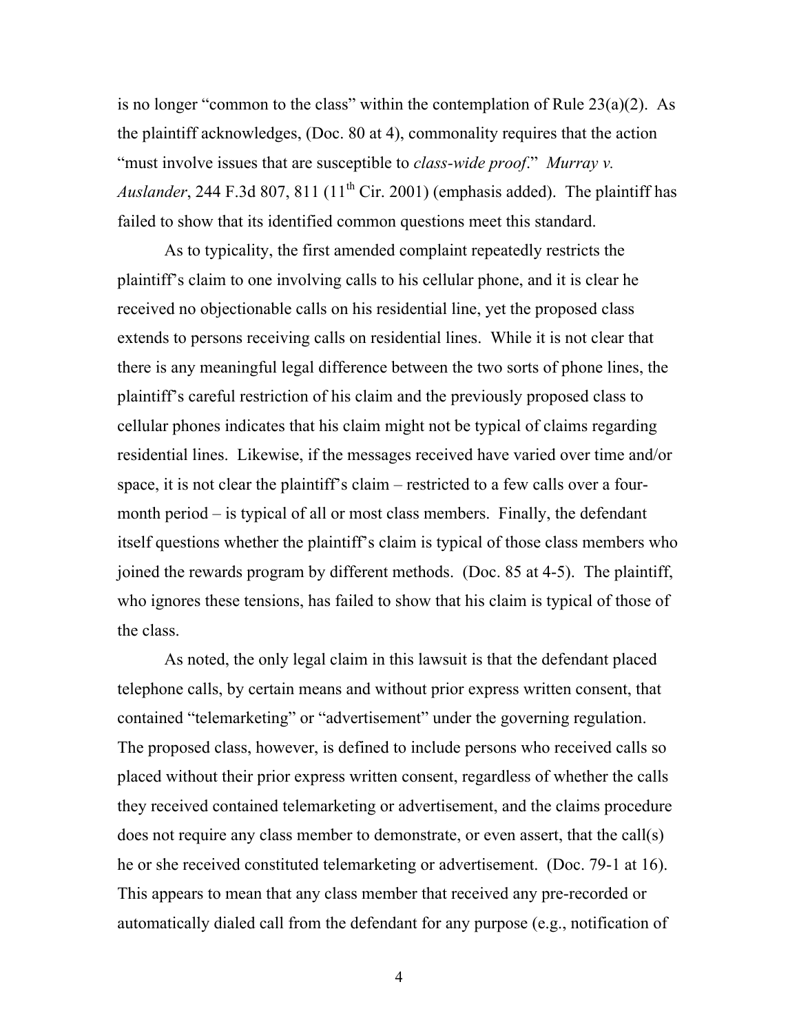is no longer "common to the class" within the contemplation of Rule 23(a)(2). As the plaintiff acknowledges, (Doc. 80 at 4), commonality requires that the action "must involve issues that are susceptible to *class-wide proof*." *Murray v. Auslander*, 244 F.3d 807, 811 (11th Cir. 2001) (emphasis added). The plaintiff has failed to show that its identified common questions meet this standard.

As to typicality, the first amended complaint repeatedly restricts the plaintiff's claim to one involving calls to his cellular phone, and it is clear he received no objectionable calls on his residential line, yet the proposed class extends to persons receiving calls on residential lines. While it is not clear that there is any meaningful legal difference between the two sorts of phone lines, the plaintiff's careful restriction of his claim and the previously proposed class to cellular phones indicates that his claim might not be typical of claims regarding residential lines. Likewise, if the messages received have varied over time and/or space, it is not clear the plaintiff's claim – restricted to a few calls over a four-month period – is typical of all or most class members. Finally, the defendant itself questions whether the plaintiff's claim is typical of those class members who joined the rewards program by different methods. (Doc. 85 at 4-5). The plaintiff, who ignores these tensions, has failed to show that his claim is typical of those of the class.

As noted, the only legal claim in this lawsuit is that the defendant placed telephone calls, by certain means and without prior express written consent, that contained "telemarketing" or "advertisement" under the governing regulation. The proposed class, however, is defined to include persons who received calls so placed without their prior express written consent, regardless of whether the calls they received contained telemarketing or advertisement, and the claims procedure does not require any class member to demonstrate, or even assert, that the call(s) he or she received constituted telemarketing or advertisement. (Doc. 79-1 at 16). This appears to mean that any class member that received any pre-recorded or automatically dialed call from the defendant for any purpose (e.g., notification of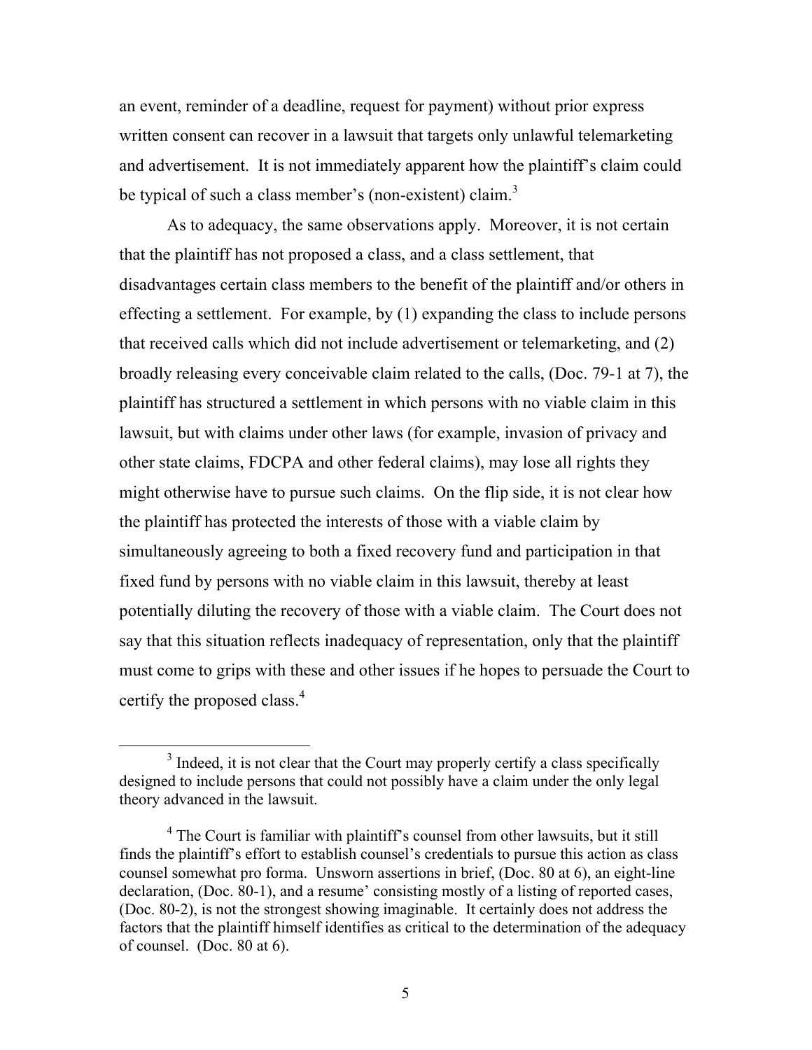an event, reminder of a deadline, request for payment) without prior express written consent can recover in a lawsuit that targets only unlawful telemarketing and advertisement. It is not immediately apparent how the plaintiff's claim could be typical of such a class member's (non-existent) claim.[3]

As to adequacy, the same observations apply. Moreover, it is not certain that the plaintiff has not proposed a class, and a class settlement, that disadvantages certain class members to the benefit of the plaintiff and/or others in effecting a settlement. For example, by (1) expanding the class to include persons that received calls which did not include advertisement or telemarketing, and (2) broadly releasing every conceivable claim related to the calls, (Doc. 79-1 at 7), the plaintiff has structured a settlement in which persons with no viable claim in this lawsuit, but with claims under other laws (for example, invasion of privacy and other state claims, FDCPA and other federal claims), may lose all rights they might otherwise have to pursue such claims. On the flip side, it is not clear how the plaintiff has protected the interests of those with a viable claim by simultaneously agreeing to both a fixed recovery fund and participation in that fixed fund by persons with no viable claim in this lawsuit, thereby at least potentially diluting the recovery of those with a viable claim. The Court does not say that this situation reflects inadequacy of representation, only that the plaintiff must come to grips with these and other issues if he hopes to persuade the Court to certify the proposed class.[4]

---

[3] Indeed, it is not clear that the Court may properly certify a class specifically designed to include persons that could not possibly have a claim under the only legal theory advanced in the lawsuit.

[4] The Court is familiar with plaintiff's counsel from other lawsuits, but it still finds the plaintiff's effort to establish counsel's credentials to pursue this action as class counsel somewhat pro forma. Unsworn assertions in brief, (Doc. 80 at 6), an eight-line declaration, (Doc. 80-1), and a resume' consisting mostly of a listing of reported cases, (Doc. 80-2), is not the strongest showing imaginable. It certainly does not address the factors that the plaintiff himself identifies as critical to the determination of the adequacy of counsel. (Doc. 80 at 6).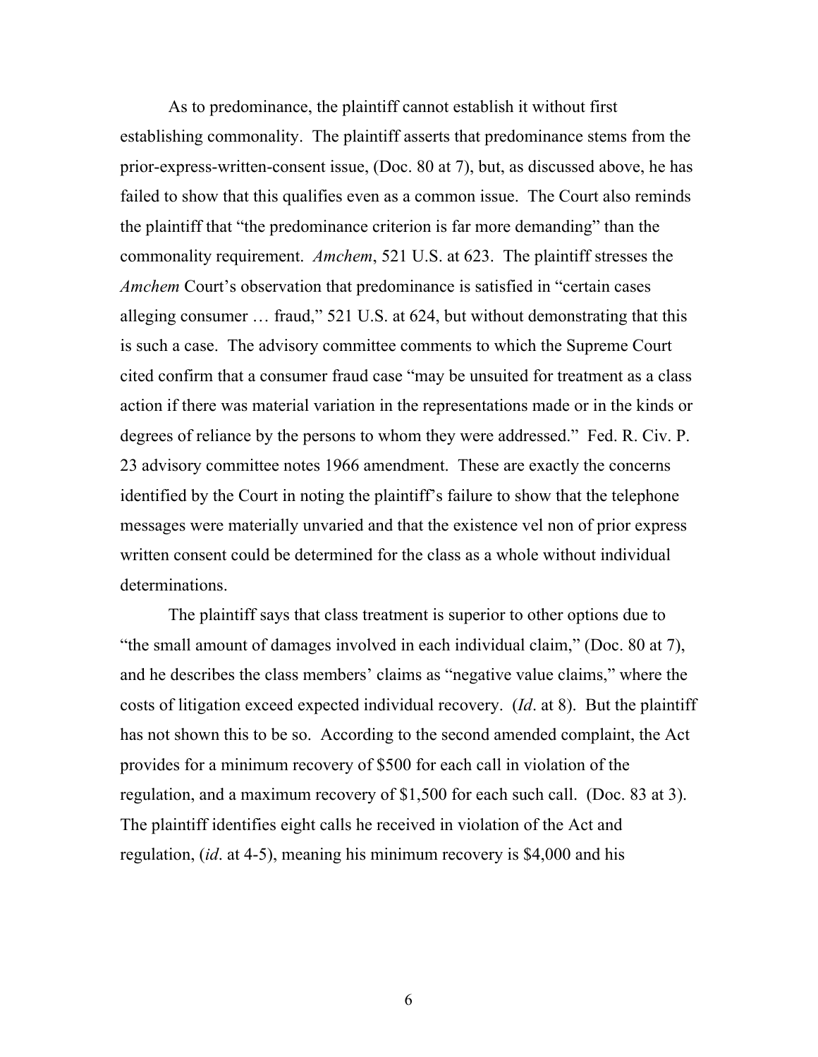As to predominance, the plaintiff cannot establish it without first establishing commonality. The plaintiff asserts that predominance stems from the prior-express-written-consent issue, (Doc. 80 at 7), but, as discussed above, he has failed to show that this qualifies even as a common issue. The Court also reminds the plaintiff that "the predominance criterion is far more demanding" than the commonality requirement. *Amchem*, 521 U.S. at 623. The plaintiff stresses the *Amchem* Court's observation that predominance is satisfied in "certain cases alleging consumer … fraud," 521 U.S. at 624, but without demonstrating that this is such a case. The advisory committee comments to which the Supreme Court cited confirm that a consumer fraud case "may be unsuited for treatment as a class action if there was material variation in the representations made or in the kinds or degrees of reliance by the persons to whom they were addressed." Fed. R. Civ. P. 23 advisory committee notes 1966 amendment. These are exactly the concerns identified by the Court in noting the plaintiff's failure to show that the telephone messages were materially unvaried and that the existence vel non of prior express written consent could be determined for the class as a whole without individual determinations.

The plaintiff says that class treatment is superior to other options due to "the small amount of damages involved in each individual claim," (Doc. 80 at 7), and he describes the class members' claims as "negative value claims," where the costs of litigation exceed expected individual recovery. (*Id*. at 8). But the plaintiff has not shown this to be so. According to the second amended complaint, the Act provides for a minimum recovery of $500 for each call in violation of the regulation, and a maximum recovery of $1,500 for each such call. (Doc. 83 at 3). The plaintiff identifies eight calls he received in violation of the Act and regulation, (*id*. at 4-5), meaning his minimum recovery is $4,000 and his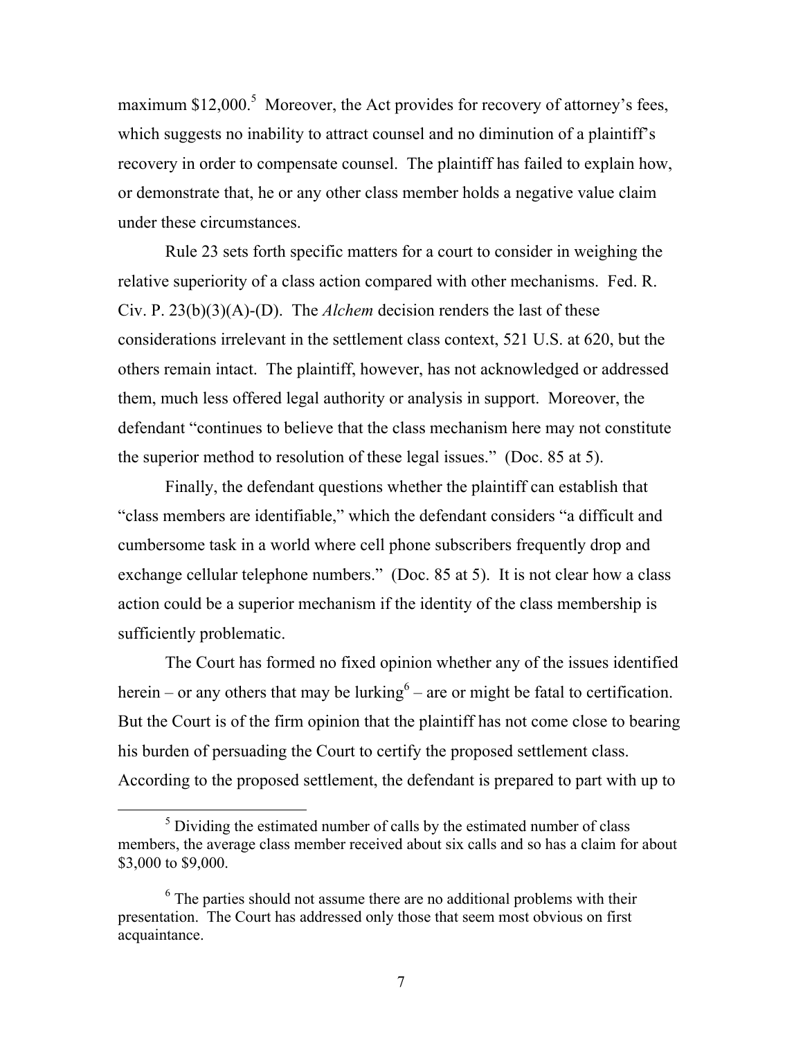maximum $12,000.[5] Moreover, the Act provides for recovery of attorney's fees, which suggests no inability to attract counsel and no diminution of a plaintiff's recovery in order to compensate counsel. The plaintiff has failed to explain how, or demonstrate that, he or any other class member holds a negative value claim under these circumstances.

Rule 23 sets forth specific matters for a court to consider in weighing the relative superiority of a class action compared with other mechanisms. Fed. R. Civ. P. 23(b)(3)(A)-(D). The *Alchem* decision renders the last of these considerations irrelevant in the settlement class context, 521 U.S. at 620, but the others remain intact. The plaintiff, however, has not acknowledged or addressed them, much less offered legal authority or analysis in support. Moreover, the defendant "continues to believe that the class mechanism here may not constitute the superior method to resolution of these legal issues." (Doc. 85 at 5).

Finally, the defendant questions whether the plaintiff can establish that "class members are identifiable," which the defendant considers "a difficult and cumbersome task in a world where cell phone subscribers frequently drop and exchange cellular telephone numbers." (Doc. 85 at 5). It is not clear how a class action could be a superior mechanism if the identity of the class membership is sufficiently problematic.

The Court has formed no fixed opinion whether any of the issues identified herein – or any others that may be lurking[6] – are or might be fatal to certification. But the Court is of the firm opinion that the plaintiff has not come close to bearing his burden of persuading the Court to certify the proposed settlement class. According to the proposed settlement, the defendant is prepared to part with up to

[5] Dividing the estimated number of calls by the estimated number of class members, the average class member received about six calls and so has a claim for about $3,000 to $9,000.

[6] The parties should not assume there are no additional problems with their presentation. The Court has addressed only those that seem most obvious on first acquaintance.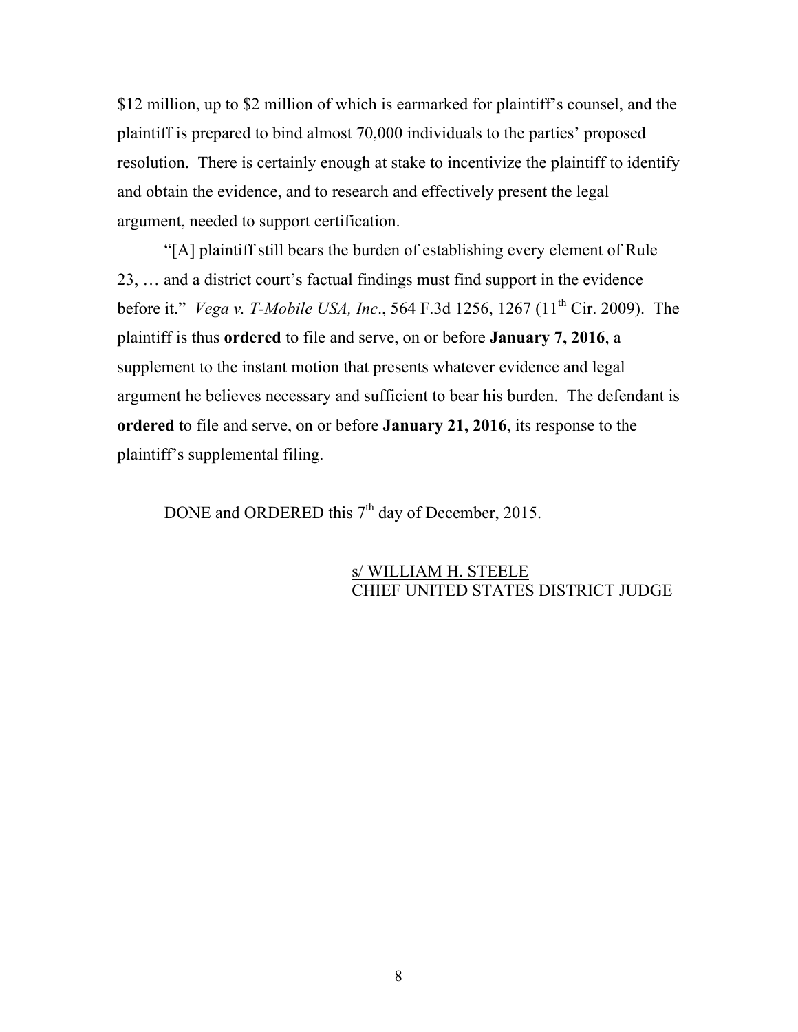$12 million, up to $2 million of which is earmarked for plaintiff's counsel, and the plaintiff is prepared to bind almost 70,000 individuals to the parties' proposed resolution. There is certainly enough at stake to incentivize the plaintiff to identify and obtain the evidence, and to research and effectively present the legal argument, needed to support certification.

"[A] plaintiff still bears the burden of establishing every element of Rule 23, … and a district court's factual findings must find support in the evidence before it." *Vega v. T-Mobile USA, Inc.*, 564 F.3d 1256, 1267 (11th Cir. 2009). The plaintiff is thus **ordered** to file and serve, on or before **January 7, 2016**, a supplement to the instant motion that presents whatever evidence and legal argument he believes necessary and sufficient to bear his burden. The defendant is **ordered** to file and serve, on or before **January 21, 2016**, its response to the plaintiff's supplemental filing.

DONE and ORDERED this 7th day of December, 2015.

s/ WILLIAM H. STEELE
CHIEF UNITED STATES DISTRICT JUDGE